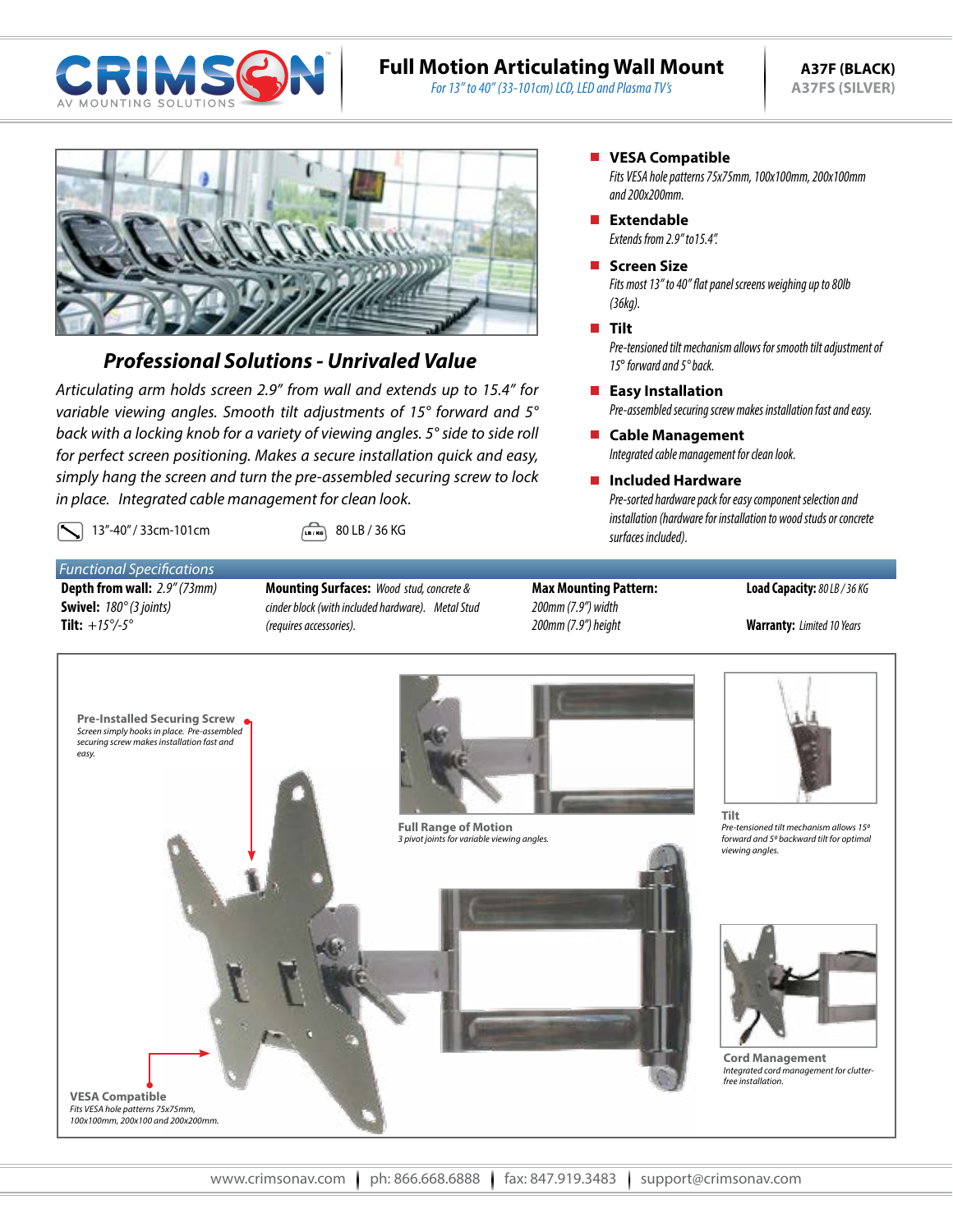# Full Motion Articulating Wall Mount

*For 13" to 40" (33-101cm) LCD, LED and Plasma TV's*

**A37F (BLACK)**
**A37FS (SILVER)**

## *Professional Solutions - Unrivaled Value*

*Articulating arm holds screen 2.9" from wall and extends up to 15.4" for variable viewing angles. Smooth tilt adjustments of 15° forward and 5° back with a locking knob for a variety of viewing angles. 5° side to side roll for perfect screen positioning. Makes a secure installation quick and easy, simply hang the screen and turn the pre-assembled securing screw to lock in place. Integrated cable management for clean look.*

13"-40" / 33cm-101cm

80 LB / 36 KG

- **VESA Compatible**
  *Fits VESA hole patterns 75x75mm, 100x100mm, 200x100mm and 200x200mm.*
- **Extendable**
  *Extends from 2.9" to15.4".*
- **Screen Size**
  *Fits most 13" to 40" flat panel screens weighing up to 80lb (36kg).*
- **Tilt**
  *Pre-tensioned tilt mechanism allows for smooth tilt adjustment of 15° forward and 5° back.*
- **Easy Installation**
  *Pre-assembled securing screw makes installation fast and easy.*
- **Cable Management**
  *Integrated cable management for clean look.*
- **Included Hardware**
  *Pre-sorted hardware pack for easy component selection and installation (hardware for installation to wood studs or concrete surfaces included).*

### *Functional Specifications*

**Depth from wall:** *2.9" (73mm)*
**Swivel:** *180° (3 joints)*
**Tilt:** *+15°/-5°*

**Mounting Surfaces:** *Wood stud, concrete & cinder block (with included hardware). Metal Stud (requires accessories).*

**Max Mounting Pattern:** *200mm (7.9") width 200mm (7.9") height*

**Load Capacity:** *80 LB / 36 KG*

**Warranty:** *Limited 10 Years*

**Pre-Installed Securing Screw**
*Screw simply hooks in place. Pre-assembled securing screw makes installation fast and easy.*

**Full Range of Motion**
*3 pivot joints for variable viewing angles.*

**Tilt**
*Pre-tensioned tilt mechanism allows 15º forward and 5º backward tilt for optimal viewing angles.*

**Cord Management**
*Integrated cord management for clutter-free installation.*

**VESA Compatible**
*Fits VESA hole patterns 75x75mm, 100x100mm, 200x100 and 200x200mm.*

www.crimsonav.com | ph: 866.668.6888 | fax: 847.919.3483 | support@crimsonav.com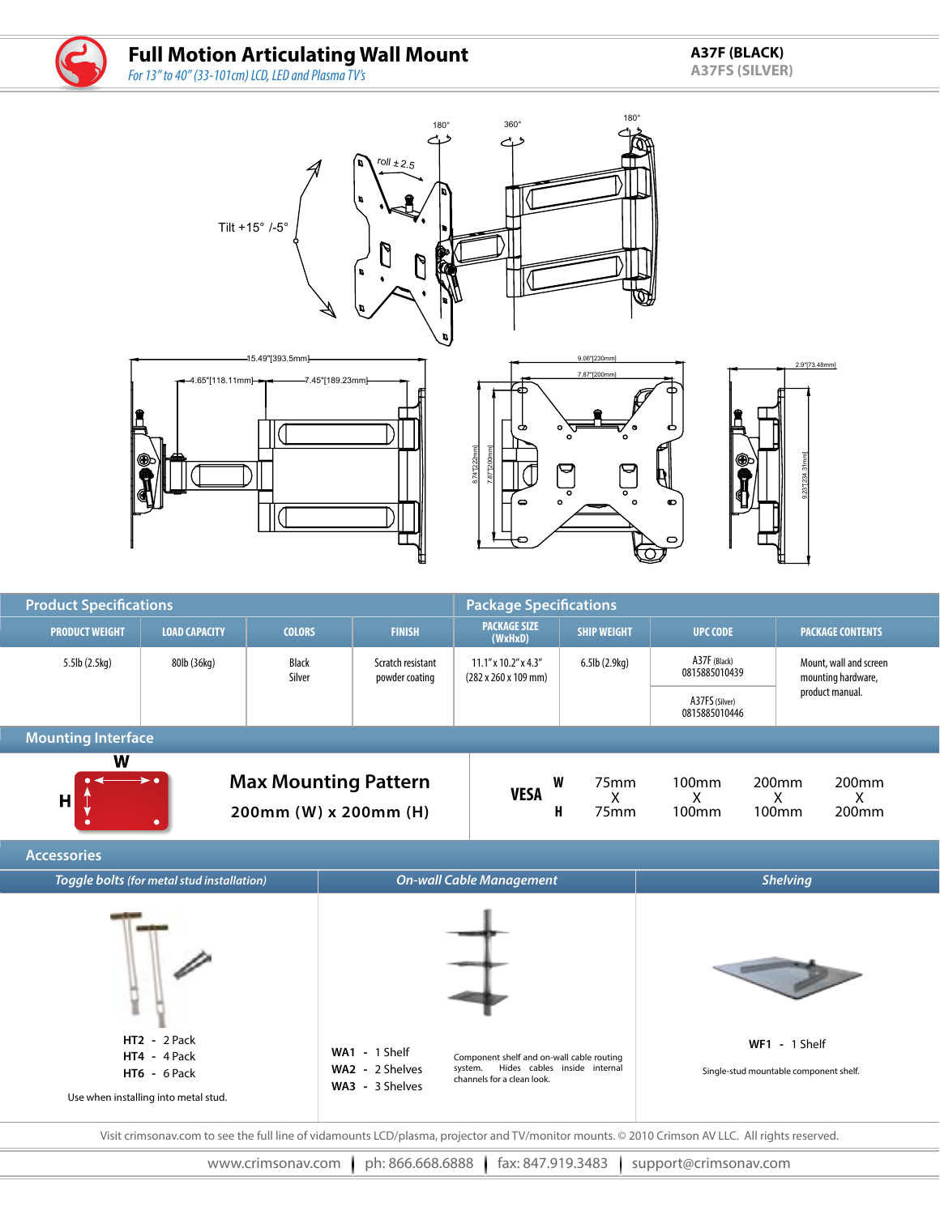# Full Motion Articulating Wall Mount

*For 13" to 40" (33-101cm) LCD, LED and Plasma TV's*

**A37F (BLACK)**
**A37FS (SILVER)**

Tilt +15° /-5°
roll ±2.5
180°
360°
180°

15.49"[393.5mm]
4.65"[118.11mm]
7.45"[189.23mm]
9.06"[230mm]
7.87"[200mm]
8.74"[222mm]
7.87"[200mm]
2.9"[73.48mm]
9.23"[234.31mm]

## Product Specifications / Package Specifications

| PRODUCT WEIGHT | LOAD CAPACITY | COLORS | FINISH | PACKAGE SIZE (WxHxD) | SHIP WEIGHT | UPC CODE | PACKAGE CONTENTS |
|---|---|---|---|---|---|---|---|
| 5.5lb (2.5kg) | 80lb (36kg) | Black<br>Silver | Scratch resistant powder coating | 11.1" x 10.2" x 4.3"<br>(282 x 260 x 109 mm) | 6.5lb (2.9kg) | A37F (Black) 0815885010439<br>A37FS (Silver) 0815885010446 | Mount, wall and screen mounting hardware, product manual. |

## Mounting Interface

W
H

**Max Mounting Pattern**

**200mm (W) x 200mm (H)**

| VESA | | | | |
|---|---|---|---|---|
| W | 75mm | 100mm | 200mm | 200mm |
| | X | X | X | X |
| H | 75mm | 100mm | 100mm | 200mm |

## Accessories

### *Toggle bolts (for metal stud installation)*

**HT2** - 2 Pack
**HT4** - 4 Pack
**HT6** - 6 Pack

Use when installing into metal stud.

### *On-wall Cable Management*

**WA1** - 1 Shelf
**WA2** - 2 Shelves
**WA3** - 3 Shelves

Component shelf and on-wall cable routing system. Hides cables inside internal channels for a clean look.

### *Shelving*

**WF1** - 1 Shelf

Single-stud mountable component shelf.

Visit crimsonav.com to see the full line of vidamounts LCD/plasma, projector and TV/monitor mounts. © 2010 Crimson AV LLC. All rights reserved.

www.crimsonav.com | ph: 866.668.6888 | fax: 847.919.3483 | support@crimsonav.com